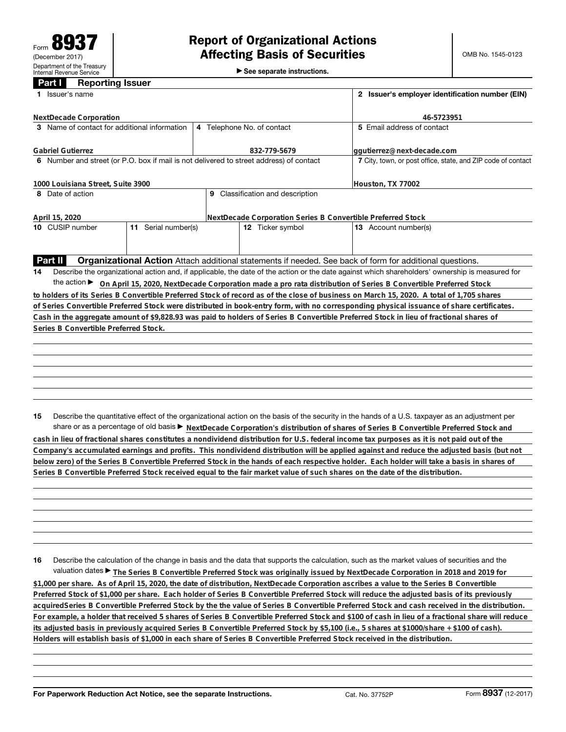Form **8937**
(December 2017)
Department of the Treasury
Internal Revenue Service

# Report of Organizational Actions Affecting Basis of Securities

► See separate instructions.

OMB No. 1545-0123

## Part I Reporting Issuer

| 1 Issuer's name | | | 2 Issuer's employer identification number (EIN) |
|---|---|---|---|
| **NextDecade Corporation** | | | **46-5723951** |
| 3 Name of contact for additional information | 4 Telephone No. of contact | | 5 Email address of contact |
| **Gabriel Gutierrez** | **832-779-5679** | | **ggutierrez@next-decade.com** |
| 6 Number and street (or P.O. box if mail is not delivered to street address) of contact | | | 7 City, town, or post office, state, and ZIP code of contact |
| **1000 Louisiana Street, Suite 3900** | | | **Houston, TX 77002** |
| 8 Date of action | 9 Classification and description | | |
| **April 15, 2020** | **NextDecade Corporation Series B Convertible Preferred Stock** | | |
| 10 CUSIP number | 11 Serial number(s) | 12 Ticker symbol | 13 Account number(s) |
| | | | |

## Part II Organizational Action

Attach additional statements if needed. See back of form for additional questions.

**14** Describe the organizational action and, if applicable, the date of the action or the date against which shareholders' ownership is measured for the action ► **On April 15, 2020, NextDecade Corporation made a pro rata distribution of Series B Convertible Preferred Stock to holders of its Series B Convertible Preferred Stock of record as of the close of business on March 15, 2020. A total of 1,705 shares of Series Convertible Preferred Stock were distributed in book-entry form, with no corresponding physical issuance of share certificates. Cash in the aggregate amount of $9,828.93 was paid to holders of Series B Convertible Preferred Stock in lieu of fractional shares of Series B Convertible Preferred Stock.**

**15** Describe the quantitative effect of the organizational action on the basis of the security in the hands of a U.S. taxpayer as an adjustment per share or as a percentage of old basis ► **NextDecade Corporation's distribution of shares of Series B Convertible Preferred Stock and cash in lieu of fractional shares constitutes a nondividend distribution for U.S. federal income tax purposes as it is not paid out of the Company's accumulated earnings and profits. This nondividend distribution will be applied against and reduce the adjusted basis (but not below zero) of the Series B Convertible Preferred Stock in the hands of each respective holder. Each holder will take a basis in shares of Series B Convertible Preferred Stock received equal to the fair market value of such shares on the date of the distribution.**

**16** Describe the calculation of the change in basis and the data that supports the calculation, such as the market values of securities and the valuation dates ► **The Series B Convertible Preferred Stock was originally issued by NextDecade Corporation in 2018 and 2019 for $1,000 per share. As of April 15, 2020, the date of distribution, NextDecade Corporation ascribes a value to the Series B Convertible Preferred Stock of $1,000 per share. Each holder of Series B Convertible Preferred Stock will reduce the adjusted basis of its previously acquiredSeries B Convertible Preferred Stock by the the value of Series B Convertible Preferred Stock and cash received in the distribution. For example, a holder that received 5 shares of Series B Convertible Preferred Stock and $100 of cash in lieu of a fractional share will reduce its adjusted basis in previously acquired Series B Convertible Preferred Stock by $5,100 (i.e., 5 shares at $1000/share + $100 of cash). Holders will establish basis of $1,000 in each share of Series B Convertible Preferred Stock received in the distribution.**

For Paperwork Reduction Act Notice, see the separate Instructions. Cat. No. 37752P Form **8937** (12-2017)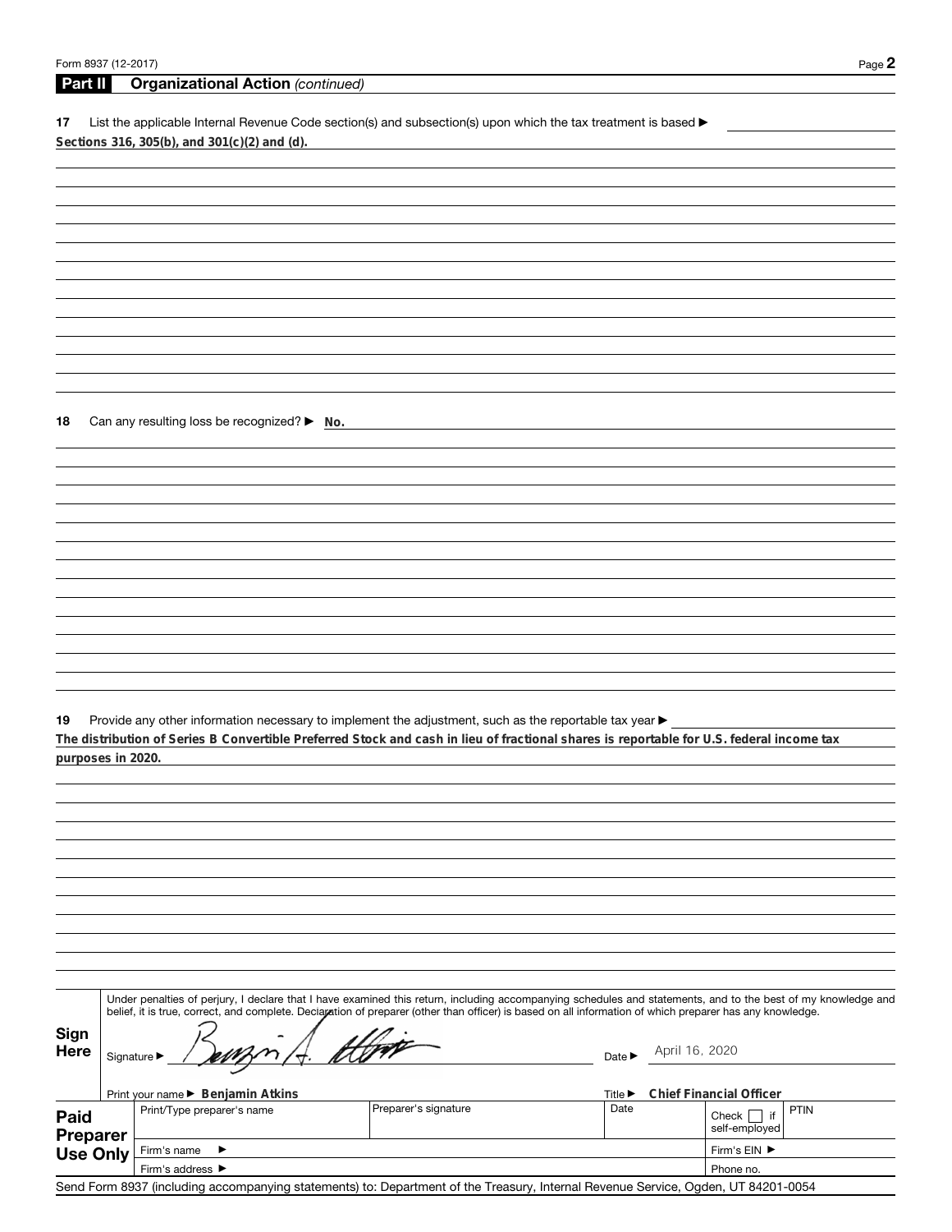## Part II Organizational Action *(continued)*

**17** List the applicable Internal Revenue Code section(s) and subsection(s) upon which the tax treatment is based ▶

**Sections 316, 305(b), and 301(c)(2) and (d).**

**18** Can any resulting loss be recognized? ▶ **No.**

**19** Provide any other information necessary to implement the adjustment, such as the reportable tax year ▶

**The distribution of Series B Convertible Preferred Stock and cash in lieu of fractional shares is reportable for U.S. federal income tax purposes in 2020.**

**Sign Here**

Under penalties of perjury, I declare that I have examined this return, including accompanying schedules and statements, and to the best of my knowledge and belief, it is true, correct, and complete. Declaration of preparer (other than officer) is based on all information of which preparer has any knowledge.

Signature ▶ [signature] Date ▶ April 16, 2020

Print your name ▶ **Benjamin Atkins** Title ▶ **Chief Financial Officer**

| **Paid Preparer Use Only** | | | | |
|---|---|---|---|---|
| Print/Type preparer's name | Preparer's signature | Date | Check ☐ if self-employed | PTIN |
| Firm's name ▶ | | | Firm's EIN ▶ | |
| Firm's address ▶ | | | Phone no. | |

Send Form 8937 (including accompanying statements) to: Department of the Treasury, Internal Revenue Service, Ogden, UT 84201-0054